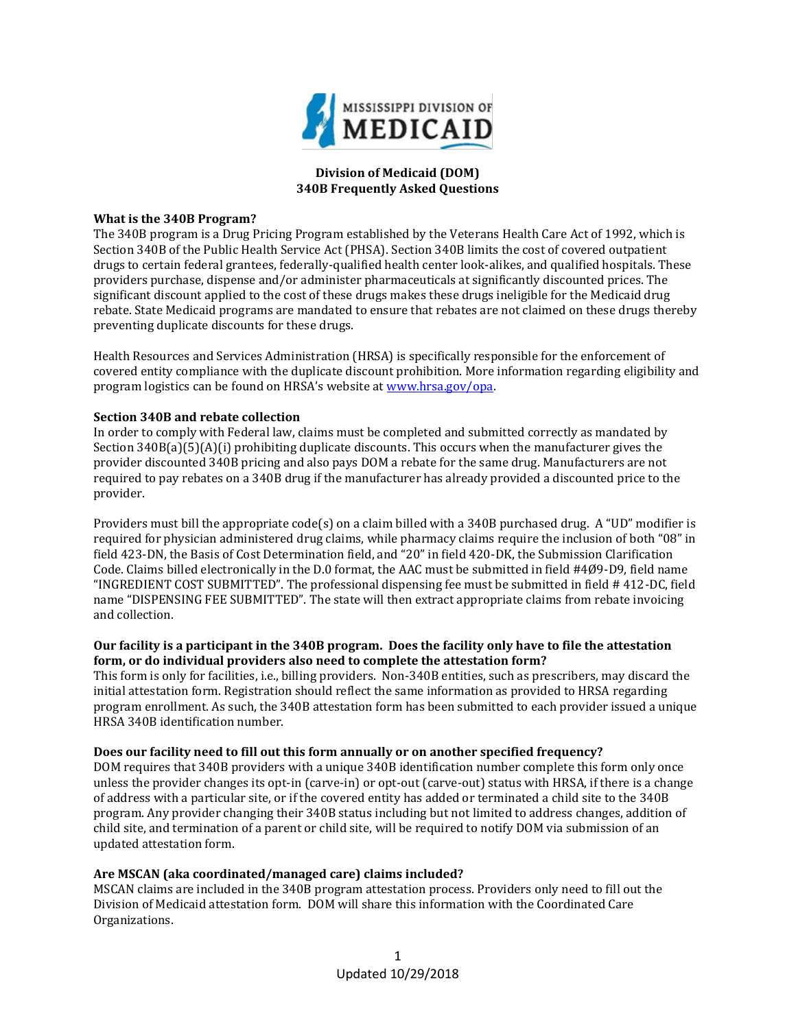**Division of Medicaid (DOM)**
**340B Frequently Asked Questions**

**What is the 340B Program?**

The 340B program is a Drug Pricing Program established by the Veterans Health Care Act of 1992, which is Section 340B of the Public Health Service Act (PHSA). Section 340B limits the cost of covered outpatient drugs to certain federal grantees, federally-qualified health center look-alikes, and qualified hospitals. These providers purchase, dispense and/or administer pharmaceuticals at significantly discounted prices. The significant discount applied to the cost of these drugs makes these drugs ineligible for the Medicaid drug rebate. State Medicaid programs are mandated to ensure that rebates are not claimed on these drugs thereby preventing duplicate discounts for these drugs.

Health Resources and Services Administration (HRSA) is specifically responsible for the enforcement of covered entity compliance with the duplicate discount prohibition. More information regarding eligibility and program logistics can be found on HRSA's website at www.hrsa.gov/opa.

**Section 340B and rebate collection**

In order to comply with Federal law, claims must be completed and submitted correctly as mandated by Section 340B(a)(5)(A)(i) prohibiting duplicate discounts. This occurs when the manufacturer gives the provider discounted 340B pricing and also pays DOM a rebate for the same drug. Manufacturers are not required to pay rebates on a 340B drug if the manufacturer has already provided a discounted price to the provider.

Providers must bill the appropriate code(s) on a claim billed with a 340B purchased drug. A "UD" modifier is required for physician administered drug claims, while pharmacy claims require the inclusion of both "08" in field 423-DN, the Basis of Cost Determination field, and "20" in field 420-DK, the Submission Clarification Code. Claims billed electronically in the D.0 format, the AAC must be submitted in field #4Ø9-D9, field name "INGREDIENT COST SUBMITTED". The professional dispensing fee must be submitted in field # 412-DC, field name "DISPENSING FEE SUBMITTED". The state will then extract appropriate claims from rebate invoicing and collection.

**Our facility is a participant in the 340B program. Does the facility only have to file the attestation form, or do individual providers also need to complete the attestation form?**

This form is only for facilities, i.e., billing providers. Non-340B entities, such as prescribers, may discard the initial attestation form. Registration should reflect the same information as provided to HRSA regarding program enrollment. As such, the 340B attestation form has been submitted to each provider issued a unique HRSA 340B identification number.

**Does our facility need to fill out this form annually or on another specified frequency?**

DOM requires that 340B providers with a unique 340B identification number complete this form only once unless the provider changes its opt-in (carve-in) or opt-out (carve-out) status with HRSA, if there is a change of address with a particular site, or if the covered entity has added or terminated a child site to the 340B program. Any provider changing their 340B status including but not limited to address changes, addition of child site, and termination of a parent or child site, will be required to notify DOM via submission of an updated attestation form.

**Are MSCAN (aka coordinated/managed care) claims included?**

MSCAN claims are included in the 340B program attestation process. Providers only need to fill out the Division of Medicaid attestation form. DOM will share this information with the Coordinated Care Organizations.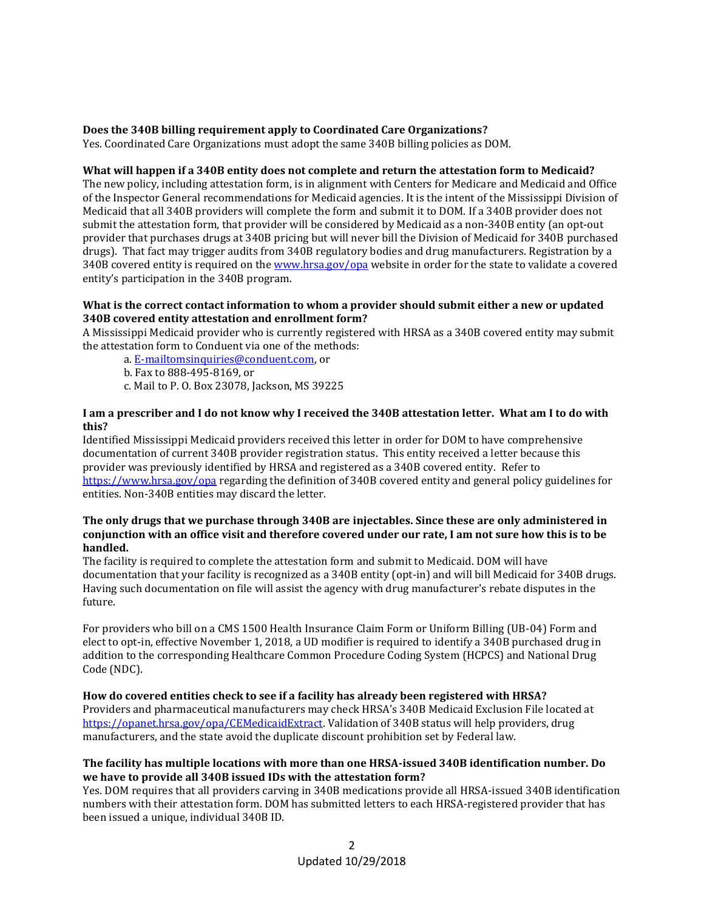**Does the 340B billing requirement apply to Coordinated Care Organizations?**
Yes. Coordinated Care Organizations must adopt the same 340B billing policies as DOM.

**What will happen if a 340B entity does not complete and return the attestation form to Medicaid?**
The new policy, including attestation form, is in alignment with Centers for Medicare and Medicaid and Office of the Inspector General recommendations for Medicaid agencies. It is the intent of the Mississippi Division of Medicaid that all 340B providers will complete the form and submit it to DOM. If a 340B provider does not submit the attestation form, that provider will be considered by Medicaid as a non-340B entity (an opt-out provider that purchases drugs at 340B pricing but will never bill the Division of Medicaid for 340B purchased drugs). That fact may trigger audits from 340B regulatory bodies and drug manufacturers. Registration by a 340B covered entity is required on the [www.hrsa.gov/opa](www.hrsa.gov/opa) website in order for the state to validate a covered entity's participation in the 340B program.

**What is the correct contact information to whom a provider should submit either a new or updated 340B covered entity attestation and enrollment form?**
A Mississippi Medicaid provider who is currently registered with HRSA as a 340B covered entity may submit the attestation form to Conduent via one of the methods:

a. [E-mailtomsinquiries@conduent.com](mailto:msinquiries@conduent.com), or
b. Fax to 888-495-8169, or
c. Mail to P. O. Box 23078, Jackson, MS 39225

**I am a prescriber and I do not know why I received the 340B attestation letter. What am I to do with this?**
Identified Mississippi Medicaid providers received this letter in order for DOM to have comprehensive documentation of current 340B provider registration status. This entity received a letter because this provider was previously identified by HRSA and registered as a 340B covered entity. Refer to [https://www.hrsa.gov/opa](https://www.hrsa.gov/opa) regarding the definition of 340B covered entity and general policy guidelines for entities. Non-340B entities may discard the letter.

**The only drugs that we purchase through 340B are injectables. Since these are only administered in conjunction with an office visit and therefore covered under our rate, I am not sure how this is to be handled.**
The facility is required to complete the attestation form and submit to Medicaid. DOM will have documentation that your facility is recognized as a 340B entity (opt-in) and will bill Medicaid for 340B drugs. Having such documentation on file will assist the agency with drug manufacturer's rebate disputes in the future.

For providers who bill on a CMS 1500 Health Insurance Claim Form or Uniform Billing (UB-04) Form and elect to opt-in, effective November 1, 2018, a UD modifier is required to identify a 340B purchased drug in addition to the corresponding Healthcare Common Procedure Coding System (HCPCS) and National Drug Code (NDC).

**How do covered entities check to see if a facility has already been registered with HRSA?**
Providers and pharmaceutical manufacturers may check HRSA's 340B Medicaid Exclusion File located at [https://opanet.hrsa.gov/opa/CEMedicaidExtract](https://opanet.hrsa.gov/opa/CEMedicaidExtract). Validation of 340B status will help providers, drug manufacturers, and the state avoid the duplicate discount prohibition set by Federal law.

**The facility has multiple locations with more than one HRSA-issued 340B identification number. Do we have to provide all 340B issued IDs with the attestation form?**
Yes. DOM requires that all providers carving in 340B medications provide all HRSA-issued 340B identification numbers with their attestation form. DOM has submitted letters to each HRSA-registered provider that has been issued a unique, individual 340B ID.

Updated 10/29/2018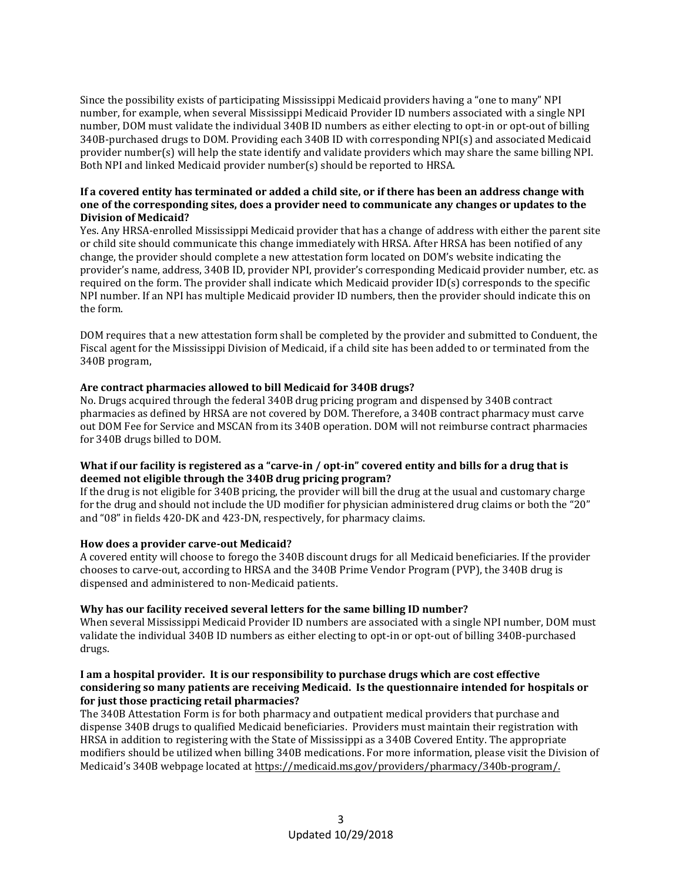Since the possibility exists of participating Mississippi Medicaid providers having a "one to many" NPI number, for example, when several Mississippi Medicaid Provider ID numbers associated with a single NPI number, DOM must validate the individual 340B ID numbers as either electing to opt-in or opt-out of billing 340B-purchased drugs to DOM. Providing each 340B ID with corresponding NPI(s) and associated Medicaid provider number(s) will help the state identify and validate providers which may share the same billing NPI. Both NPI and linked Medicaid provider number(s) should be reported to HRSA.

**If a covered entity has terminated or added a child site, or if there has been an address change with one of the corresponding sites, does a provider need to communicate any changes or updates to the Division of Medicaid?**

Yes. Any HRSA-enrolled Mississippi Medicaid provider that has a change of address with either the parent site or child site should communicate this change immediately with HRSA. After HRSA has been notified of any change, the provider should complete a new attestation form located on DOM's website indicating the provider's name, address, 340B ID, provider NPI, provider's corresponding Medicaid provider number, etc. as required on the form. The provider shall indicate which Medicaid provider ID(s) corresponds to the specific NPI number. If an NPI has multiple Medicaid provider ID numbers, then the provider should indicate this on the form.

DOM requires that a new attestation form shall be completed by the provider and submitted to Conduent, the Fiscal agent for the Mississippi Division of Medicaid, if a child site has been added to or terminated from the 340B program,

**Are contract pharmacies allowed to bill Medicaid for 340B drugs?**

No. Drugs acquired through the federal 340B drug pricing program and dispensed by 340B contract pharmacies as defined by HRSA are not covered by DOM. Therefore, a 340B contract pharmacy must carve out DOM Fee for Service and MSCAN from its 340B operation. DOM will not reimburse contract pharmacies for 340B drugs billed to DOM.

**What if our facility is registered as a "carve-in / opt-in" covered entity and bills for a drug that is deemed not eligible through the 340B drug pricing program?**

If the drug is not eligible for 340B pricing, the provider will bill the drug at the usual and customary charge for the drug and should not include the UD modifier for physician administered drug claims or both the "20" and "08" in fields 420-DK and 423-DN, respectively, for pharmacy claims.

**How does a provider carve-out Medicaid?**

A covered entity will choose to forego the 340B discount drugs for all Medicaid beneficiaries. If the provider chooses to carve-out, according to HRSA and the 340B Prime Vendor Program (PVP), the 340B drug is dispensed and administered to non-Medicaid patients.

**Why has our facility received several letters for the same billing ID number?**

When several Mississippi Medicaid Provider ID numbers are associated with a single NPI number, DOM must validate the individual 340B ID numbers as either electing to opt-in or opt-out of billing 340B-purchased drugs.

**I am a hospital provider. It is our responsibility to purchase drugs which are cost effective considering so many patients are receiving Medicaid. Is the questionnaire intended for hospitals or for just those practicing retail pharmacies?**

The 340B Attestation Form is for both pharmacy and outpatient medical providers that purchase and dispense 340B drugs to qualified Medicaid beneficiaries. Providers must maintain their registration with HRSA in addition to registering with the State of Mississippi as a 340B Covered Entity. The appropriate modifiers should be utilized when billing 340B medications. For more information, please visit the Division of Medicaid's 340B webpage located at https://medicaid.ms.gov/providers/pharmacy/340b-program/.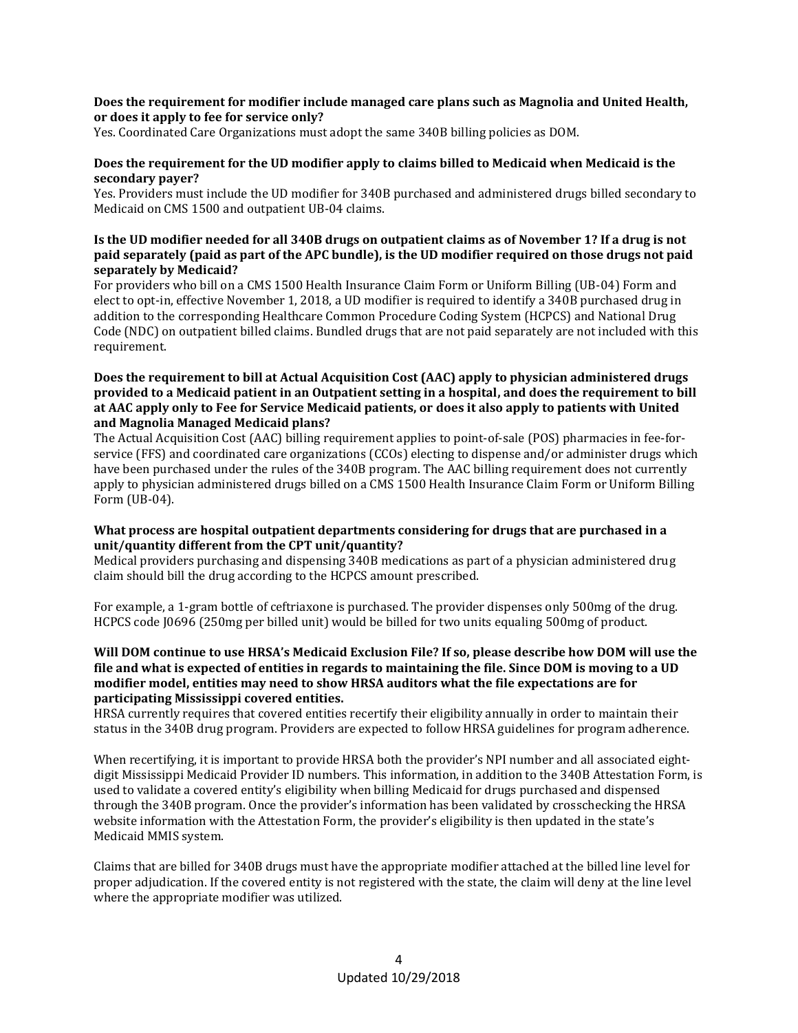**Does the requirement for modifier include managed care plans such as Magnolia and United Health, or does it apply to fee for service only?**

Yes. Coordinated Care Organizations must adopt the same 340B billing policies as DOM.

**Does the requirement for the UD modifier apply to claims billed to Medicaid when Medicaid is the secondary payer?**

Yes. Providers must include the UD modifier for 340B purchased and administered drugs billed secondary to Medicaid on CMS 1500 and outpatient UB-04 claims.

**Is the UD modifier needed for all 340B drugs on outpatient claims as of November 1? If a drug is not paid separately (paid as part of the APC bundle), is the UD modifier required on those drugs not paid separately by Medicaid?**

For providers who bill on a CMS 1500 Health Insurance Claim Form or Uniform Billing (UB-04) Form and elect to opt-in, effective November 1, 2018, a UD modifier is required to identify a 340B purchased drug in addition to the corresponding Healthcare Common Procedure Coding System (HCPCS) and National Drug Code (NDC) on outpatient billed claims. Bundled drugs that are not paid separately are not included with this requirement.

**Does the requirement to bill at Actual Acquisition Cost (AAC) apply to physician administered drugs provided to a Medicaid patient in an Outpatient setting in a hospital, and does the requirement to bill at AAC apply only to Fee for Service Medicaid patients, or does it also apply to patients with United and Magnolia Managed Medicaid plans?**

The Actual Acquisition Cost (AAC) billing requirement applies to point-of-sale (POS) pharmacies in fee-for-service (FFS) and coordinated care organizations (CCOs) electing to dispense and/or administer drugs which have been purchased under the rules of the 340B program. The AAC billing requirement does not currently apply to physician administered drugs billed on a CMS 1500 Health Insurance Claim Form or Uniform Billing Form (UB-04).

**What process are hospital outpatient departments considering for drugs that are purchased in a unit/quantity different from the CPT unit/quantity?**

Medical providers purchasing and dispensing 340B medications as part of a physician administered drug claim should bill the drug according to the HCPCS amount prescribed.

For example, a 1-gram bottle of ceftriaxone is purchased. The provider dispenses only 500mg of the drug. HCPCS code J0696 (250mg per billed unit) would be billed for two units equaling 500mg of product.

**Will DOM continue to use HRSA's Medicaid Exclusion File? If so, please describe how DOM will use the file and what is expected of entities in regards to maintaining the file. Since DOM is moving to a UD modifier model, entities may need to show HRSA auditors what the file expectations are for participating Mississippi covered entities.**

HRSA currently requires that covered entities recertify their eligibility annually in order to maintain their status in the 340B drug program. Providers are expected to follow HRSA guidelines for program adherence.

When recertifying, it is important to provide HRSA both the provider's NPI number and all associated eight-digit Mississippi Medicaid Provider ID numbers. This information, in addition to the 340B Attestation Form, is used to validate a covered entity's eligibility when billing Medicaid for drugs purchased and dispensed through the 340B program. Once the provider's information has been validated by crosschecking the HRSA website information with the Attestation Form, the provider's eligibility is then updated in the state's Medicaid MMIS system.

Claims that are billed for 340B drugs must have the appropriate modifier attached at the billed line level for proper adjudication. If the covered entity is not registered with the state, the claim will deny at the line level where the appropriate modifier was utilized.

Updated 10/29/2018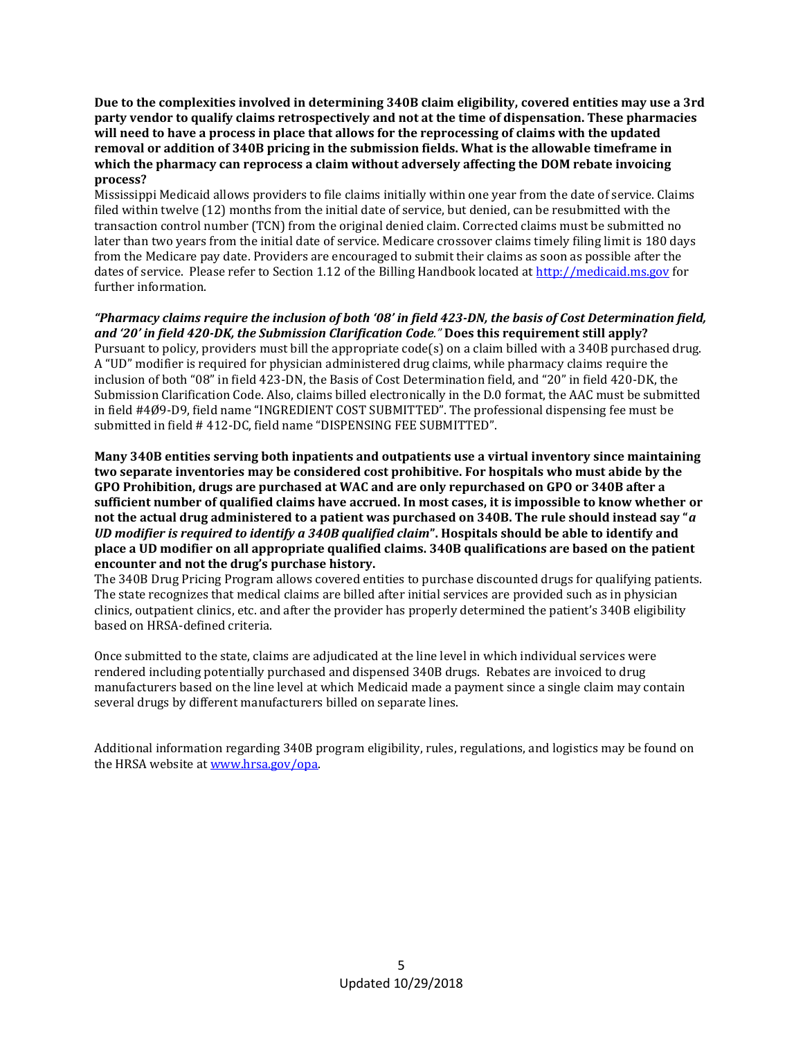**Due to the complexities involved in determining 340B claim eligibility, covered entities may use a 3rd party vendor to qualify claims retrospectively and not at the time of dispensation. These pharmacies will need to have a process in place that allows for the reprocessing of claims with the updated removal or addition of 340B pricing in the submission fields. What is the allowable timeframe in which the pharmacy can reprocess a claim without adversely affecting the DOM rebate invoicing process?**

Mississippi Medicaid allows providers to file claims initially within one year from the date of service. Claims filed within twelve (12) months from the initial date of service, but denied, can be resubmitted with the transaction control number (TCN) from the original denied claim. Corrected claims must be submitted no later than two years from the initial date of service. Medicare crossover claims timely filing limit is 180 days from the Medicare pay date. Providers are encouraged to submit their claims as soon as possible after the dates of service. Please refer to Section 1.12 of the Billing Handbook located at http://medicaid.ms.gov for further information.

***"Pharmacy claims require the inclusion of both '08' in field 423-DN, the basis of Cost Determination field, and '20' in field 420-DK, the Submission Clarification Code."*** **Does this requirement still apply?**

Pursuant to policy, providers must bill the appropriate code(s) on a claim billed with a 340B purchased drug. A "UD" modifier is required for physician administered drug claims, while pharmacy claims require the inclusion of both "08" in field 423-DN, the Basis of Cost Determination field, and "20" in field 420-DK, the Submission Clarification Code. Also, claims billed electronically in the D.0 format, the AAC must be submitted in field #4Ø9-D9, field name "INGREDIENT COST SUBMITTED". The professional dispensing fee must be submitted in field # 412-DC, field name "DISPENSING FEE SUBMITTED".

**Many 340B entities serving both inpatients and outpatients use a virtual inventory since maintaining two separate inventories may be considered cost prohibitive. For hospitals who must abide by the GPO Prohibition, drugs are purchased at WAC and are only repurchased on GPO or 340B after a sufficient number of qualified claims have accrued. In most cases, it is impossible to know whether or not the actual drug administered to a patient was purchased on 340B. The rule should instead say "*a UD modifier is required to identify a 340B qualified claim*". Hospitals should be able to identify and place a UD modifier on all appropriate qualified claims. 340B qualifications are based on the patient encounter and not the drug's purchase history.**

The 340B Drug Pricing Program allows covered entities to purchase discounted drugs for qualifying patients. The state recognizes that medical claims are billed after initial services are provided such as in physician clinics, outpatient clinics, etc. and after the provider has properly determined the patient's 340B eligibility based on HRSA-defined criteria.

Once submitted to the state, claims are adjudicated at the line level in which individual services were rendered including potentially purchased and dispensed 340B drugs. Rebates are invoiced to drug manufacturers based on the line level at which Medicaid made a payment since a single claim may contain several drugs by different manufacturers billed on separate lines.

Additional information regarding 340B program eligibility, rules, regulations, and logistics may be found on the HRSA website at www.hrsa.gov/opa.

Updated 10/29/2018